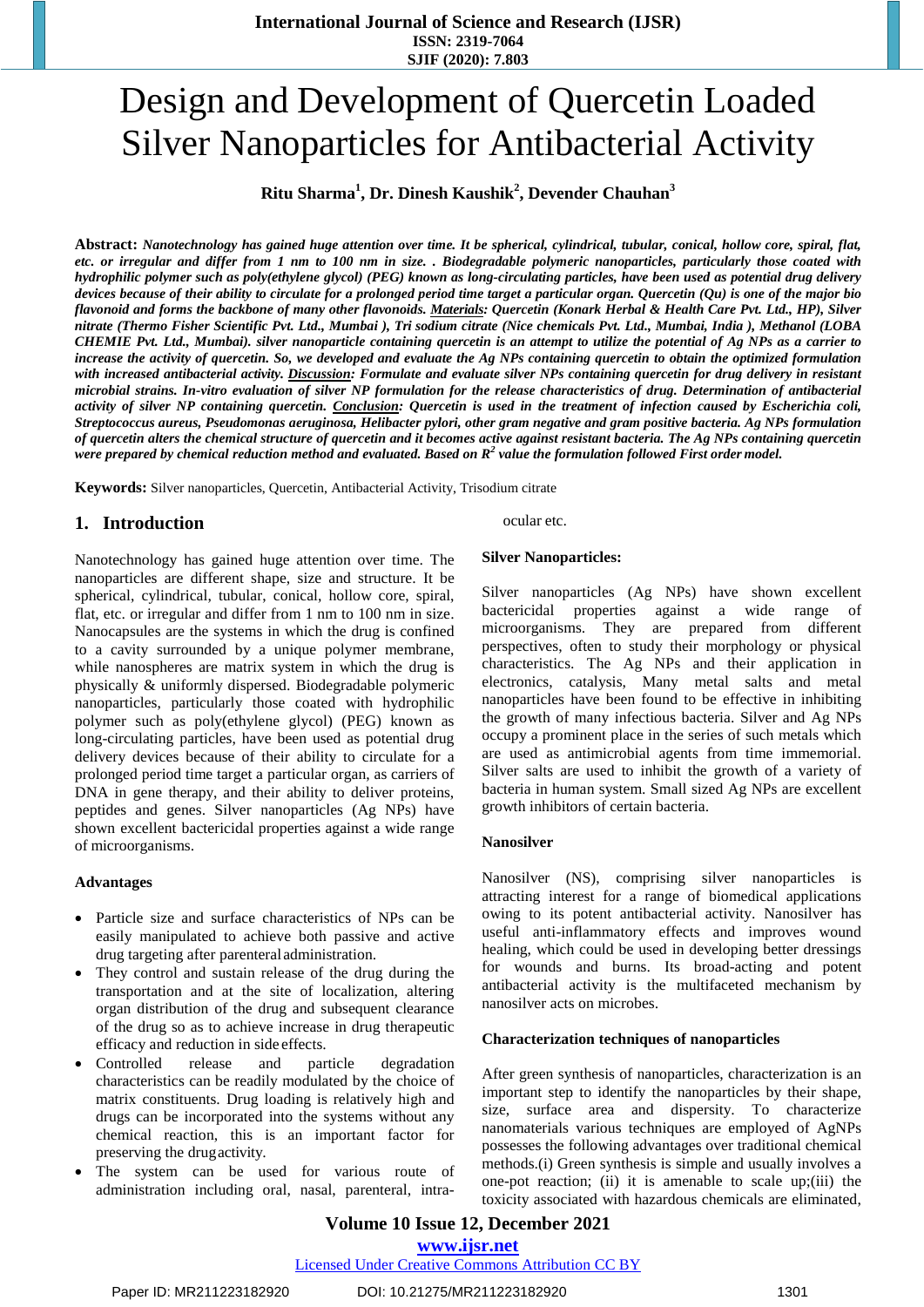# Design and Development of Quercetin Loaded Silver Nanoparticles for Antibacterial Activity

**Ritu Sharma[1], Dr. Dinesh Kaushik[2], Devender Chauhan[3]**

**Abstract:** ***Nanotechnology has gained huge attention over time. It be spherical, cylindrical, tubular, conical, hollow core, spiral, flat, etc. or irregular and differ from 1 nm to 100 nm in size. . Biodegradable polymeric nanoparticles, particularly those coated with hydrophilic polymer such as poly(ethylene glycol) (PEG) known as long-circulating particles, have been used as potential drug delivery devices because of their ability to circulate for a prolonged period time target a particular organ. Quercetin (Qu) is one of the major bio flavonoid and forms the backbone of many other flavonoids. Materials: Quercetin (Konark Herbal & Health Care Pvt. Ltd., HP), Silver nitrate (Thermo Fisher Scientific Pvt. Ltd., Mumbai ), Tri sodium citrate (Nice chemicals Pvt. Ltd., Mumbai, India ), Methanol (LOBA CHEMIE Pvt. Ltd., Mumbai). silver nanoparticle containing quercetin is an attempt to utilize the potential of Ag NPs as a carrier to increase the activity of quercetin. So, we developed and evaluate the Ag NPs containing quercetin to obtain the optimized formulation with increased antibacterial activity. Discussion: Formulate and evaluate silver NPs containing quercetin for drug delivery in resistant microbial strains. In-vitro evaluation of silver NP formulation for the release characteristics of drug. Determination of antibacterial activity of silver NP containing quercetin. Conclusion: Quercetin is used in the treatment of infection caused by Escherichia coli, Streptococcus aureus, Pseudomonas aeruginosa, Helibacter pylori, other gram negative and gram positive bacteria. Ag NPs formulation of quercetin alters the chemical structure of quercetin and it becomes active against resistant bacteria. The Ag NPs containing quercetin were prepared by chemical reduction method and evaluated. Based on $R^2$ value the formulation followed First order model.***

**Keywords:** Silver nanoparticles, Quercetin, Antibacterial Activity, Trisodium citrate

## 1. Introduction

Nanotechnology has gained huge attention over time. The nanoparticles are different shape, size and structure. It be spherical, cylindrical, tubular, conical, hollow core, spiral, flat, etc. or irregular and differ from 1 nm to 100 nm in size. Nanocapsules are the systems in which the drug is confined to a cavity surrounded by a unique polymer membrane, while nanospheres are matrix system in which the drug is physically & uniformly dispersed. Biodegradable polymeric nanoparticles, particularly those coated with hydrophilic polymer such as poly(ethylene glycol) (PEG) known as long-circulating particles, have been used as potential drug delivery devices because of their ability to circulate for a prolonged period time target a particular organ, as carriers of DNA in gene therapy, and their ability to deliver proteins, peptides and genes. Silver nanoparticles (Ag NPs) have shown excellent bactericidal properties against a wide range of microorganisms.

### Advantages

- Particle size and surface characteristics of NPs can be easily manipulated to achieve both passive and active drug targeting after parenteral administration.
- They control and sustain release of the drug during the transportation and at the site of localization, altering organ distribution of the drug and subsequent clearance of the drug so as to achieve increase in drug therapeutic efficacy and reduction in side effects.
- Controlled release and particle degradation characteristics can be readily modulated by the choice of matrix constituents. Drug loading is relatively high and drugs can be incorporated into the systems without any chemical reaction, this is an important factor for preserving the drug activity.
- The system can be used for various route of administration including oral, nasal, parenteral, intra-ocular etc.

### Silver Nanoparticles:

Silver nanoparticles (Ag NPs) have shown excellent bactericidal properties against a wide range of microorganisms. They are prepared from different perspectives, often to study their morphology or physical characteristics. The Ag NPs and their application in electronics, catalysis, Many metal salts and metal nanoparticles have been found to be effective in inhibiting the growth of many infectious bacteria. Silver and Ag NPs occupy a prominent place in the series of such metals which are used as antimicrobial agents from time immemorial. Silver salts are used to inhibit the growth of a variety of bacteria in human system. Small sized Ag NPs are excellent growth inhibitors of certain bacteria.

### Nanosilver

Nanosilver (NS), comprising silver nanoparticles is attracting interest for a range of biomedical applications owing to its potent antibacterial activity. Nanosilver has useful anti-inflammatory effects and improves wound healing, which could be used in developing better dressings for wounds and burns. Its broad-acting and potent antibacterial activity is the multifaceted mechanism by nanosilver acts on microbes.

### Characterization techniques of nanoparticles

After green synthesis of nanoparticles, characterization is an important step to identify the nanoparticles by their shape, size, surface area and dispersity. To characterize nanomaterials various techniques are employed of AgNPs possesses the following advantages over traditional chemical methods.(i) Green synthesis is simple and usually involves a one-pot reaction; (ii) it is amenable to scale up;(iii) the toxicity associated with hazardous chemicals are eliminated,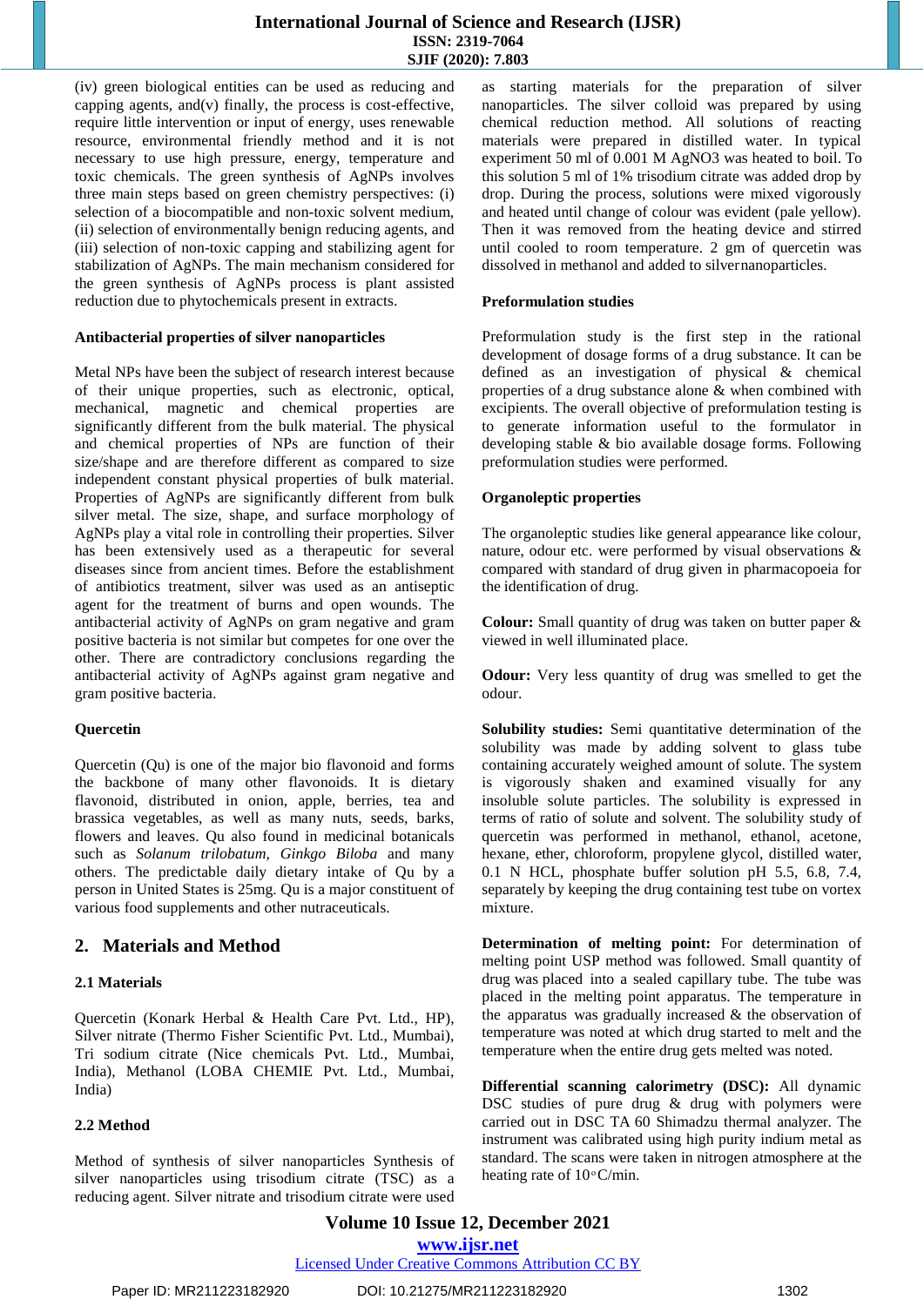(iv) green biological entities can be used as reducing and capping agents, and(v) finally, the process is cost-effective, require little intervention or input of energy, uses renewable resource, environmental friendly method and it is not necessary to use high pressure, energy, temperature and toxic chemicals. The green synthesis of AgNPs involves three main steps based on green chemistry perspectives: (i) selection of a biocompatible and non-toxic solvent medium, (ii) selection of environmentally benign reducing agents, and (iii) selection of non-toxic capping and stabilizing agent for stabilization of AgNPs. The main mechanism considered for the green synthesis of AgNPs process is plant assisted reduction due to phytochemicals present in extracts.

#### Antibacterial properties of silver nanoparticles

Metal NPs have been the subject of research interest because of their unique properties, such as electronic, optical, mechanical, magnetic and chemical properties are significantly different from the bulk material. The physical and chemical properties of NPs are function of their size/shape and are therefore different as compared to size independent constant physical properties of bulk material. Properties of AgNPs are significantly different from bulk silver metal. The size, shape, and surface morphology of AgNPs play a vital role in controlling their properties. Silver has been extensively used as a therapeutic for several diseases since from ancient times. Before the establishment of antibiotics treatment, silver was used as an antiseptic agent for the treatment of burns and open wounds. The antibacterial activity of AgNPs on gram negative and gram positive bacteria is not similar but competes for one over the other. There are contradictory conclusions regarding the antibacterial activity of AgNPs against gram negative and gram positive bacteria.

#### Quercetin

Quercetin (Qu) is one of the major bio flavonoid and forms the backbone of many other flavonoids. It is dietary flavonoid, distributed in onion, apple, berries, tea and brassica vegetables, as well as many nuts, seeds, barks, flowers and leaves. Qu also found in medicinal botanicals such as *Solanum trilobatum, Ginkgo Biloba* and many others. The predictable daily dietary intake of Qu by a person in United States is 25mg. Qu is a major constituent of various food supplements and other nutraceuticals.

## 2. Materials and Method

### 2.1 Materials

Quercetin (Konark Herbal & Health Care Pvt. Ltd., HP), Silver nitrate (Thermo Fisher Scientific Pvt. Ltd., Mumbai), Tri sodium citrate (Nice chemicals Pvt. Ltd., Mumbai, India), Methanol (LOBA CHEMIE Pvt. Ltd., Mumbai, India)

### 2.2 Method

Method of synthesis of silver nanoparticles Synthesis of silver nanoparticles using trisodium citrate (TSC) as a reducing agent. Silver nitrate and trisodium citrate were used as starting materials for the preparation of silver nanoparticles. The silver colloid was prepared by using chemical reduction method. All solutions of reacting materials were prepared in distilled water. In typical experiment 50 ml of 0.001 M $AgNO_3$ was heated to boil. To this solution 5 ml of 1% trisodium citrate was added drop by drop. During the process, solutions were mixed vigorously and heated until change of colour was evident (pale yellow). Then it was removed from the heating device and stirred until cooled to room temperature. 2 gm of quercetin was dissolved in methanol and added to silvernanoparticles.

#### Preformulation studies

Preformulation study is the first step in the rational development of dosage forms of a drug substance. It can be defined as an investigation of physical & chemical properties of a drug substance alone & when combined with excipients. The overall objective of preformulation testing is to generate information useful to the formulator in developing stable & bio available dosage forms. Following preformulation studies were performed.

#### Organoleptic properties

The organoleptic studies like general appearance like colour, nature, odour etc. were performed by visual observations & compared with standard of drug given in pharmacopoeia for the identification of drug.

**Colour:** Small quantity of drug was taken on butter paper & viewed in well illuminated place.

**Odour:** Very less quantity of drug was smelled to get the odour.

**Solubility studies:** Semi quantitative determination of the solubility was made by adding solvent to glass tube containing accurately weighed amount of solute. The system is vigorously shaken and examined visually for any insoluble solute particles. The solubility is expressed in terms of ratio of solute and solvent. The solubility study of quercetin was performed in methanol, ethanol, acetone, hexane, ether, chloroform, propylene glycol, distilled water, 0.1 N HCL, phosphate buffer solution pH 5.5, 6.8, 7.4, separately by keeping the drug containing test tube on vortex mixture.

**Determination of melting point:** For determination of melting point USP method was followed. Small quantity of drug was placed into a sealed capillary tube. The tube was placed in the melting point apparatus. The temperature in the apparatus was gradually increased & the observation of temperature was noted at which drug started to melt and the temperature when the entire drug gets melted was noted.

**Differential scanning calorimetry (DSC):** All dynamic DSC studies of pure drug & drug with polymers were carried out in DSC TA 60 Shimadzu thermal analyzer. The instrument was calibrated using high purity indium metal as standard. The scans were taken in nitrogen atmosphere at the heating rate of 10°C/min.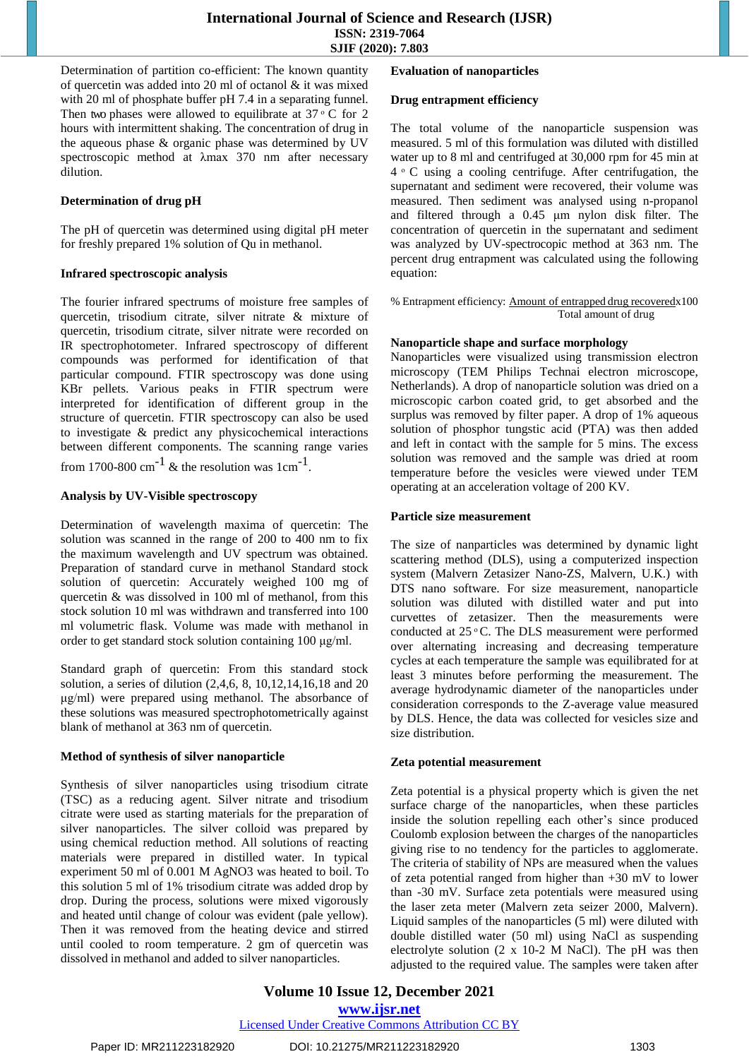Determination of partition co-efficient: The known quantity of quercetin was added into 20 ml of octanol & it was mixed with 20 ml of phosphate buffer pH 7.4 in a separating funnel. Then two phases were allowed to equilibrate at 37 ° C for 2 hours with intermittent shaking. The concentration of drug in the aqueous phase & organic phase was determined by UV spectroscopic method at λmax 370 nm after necessary dilution.

**Determination of drug pH**

The pH of quercetin was determined using digital pH meter for freshly prepared 1% solution of Qu in methanol.

**Infrared spectroscopic analysis**

The fourier infrared spectrums of moisture free samples of quercetin, trisodium citrate, silver nitrate & mixture of quercetin, trisodium citrate, silver nitrate were recorded on IR spectrophotometer. Infrared spectroscopy of different compounds was performed for identification of that particular compound. FTIR spectroscopy was done using KBr pellets. Various peaks in FTIR spectrum were interpreted for identification of different group in the structure of quercetin. FTIR spectroscopy can also be used to investigate & predict any physicochemical interactions between different components. The scanning range varies from 1700-800 $cm^{-1}$ & the resolution was 1$cm^{-1}$.

**Analysis by UV-Visible spectroscopy**

Determination of wavelength maxima of quercetin: The solution was scanned in the range of 200 to 400 nm to fix the maximum wavelength and UV spectrum was obtained. Preparation of standard curve in methanol Standard stock solution of quercetin: Accurately weighed 100 mg of quercetin & was dissolved in 100 ml of methanol, from this stock solution 10 ml was withdrawn and transferred into 100 ml volumetric flask. Volume was made with methanol in order to get standard stock solution containing 100 μg/ml.

Standard graph of quercetin: From this standard stock solution, a series of dilution (2,4,6, 8, 10,12,14,16,18 and 20 μg/ml) were prepared using methanol. The absorbance of these solutions was measured spectrophotometrically against blank of methanol at 363 nm of quercetin.

**Method of synthesis of silver nanoparticle**

Synthesis of silver nanoparticles using trisodium citrate (TSC) as a reducing agent. Silver nitrate and trisodium citrate were used as starting materials for the preparation of silver nanoparticles. The silver colloid was prepared by using chemical reduction method. All solutions of reacting materials were prepared in distilled water. In typical experiment 50 ml of 0.001 M $AgNO_3$ was heated to boil. To this solution 5 ml of 1% trisodium citrate was added drop by drop. During the process, solutions were mixed vigorously and heated until change of colour was evident (pale yellow). Then it was removed from the heating device and stirred until cooled to room temperature. 2 gm of quercetin was dissolved in methanol and added to silver nanoparticles.

**Evaluation of nanoparticles**

**Drug entrapment efficiency**

The total volume of the nanoparticle suspension was measured. 5 ml of this formulation was diluted with distilled water up to 8 ml and centrifuged at 30,000 rpm for 45 min at 4 ° C using a cooling centrifuge. After centrifugation, the supernatant and sediment were recovered, their volume was measured. Then sediment was analysed using n-propanol and filtered through a 0.45 μm nylon disk filter. The concentration of quercetin in the supernatant and sediment was analyzed by UV-spectrocopic method at 363 nm. The percent drug entrapment was calculated using the following equation:

$$\%\ \text{Entrapment efficiency} = \frac{\text{Amount of entrapped drug recovered}}{\text{Total amount of drug}} \times 100$$

**Nanoparticle shape and surface morphology**

Nanoparticles were visualized using transmission electron microscopy (TEM Philips Technai electron microscope, Netherlands). A drop of nanoparticle solution was dried on a microscopic carbon coated grid, to get absorbed and the surplus was removed by filter paper. A drop of 1% aqueous solution of phosphor tungstic acid (PTA) was then added and left in contact with the sample for 5 mins. The excess solution was removed and the sample was dried at room temperature before the vesicles were viewed under TEM operating at an acceleration voltage of 200 KV.

**Particle size measurement**

The size of nanparticles was determined by dynamic light scattering method (DLS), using a computerized inspection system (Malvern Zetasizer Nano-ZS, Malvern, U.K.) with DTS nano software. For size measurement, nanoparticle solution was diluted with distilled water and put into curvettes of zetasizer. Then the measurements were conducted at 25 ° C. The DLS measurement were performed over alternating increasing and decreasing temperature cycles at each temperature the sample was equilibrated for at least 3 minutes before performing the measurement. The average hydrodynamic diameter of the nanoparticles under consideration corresponds to the Z-average value measured by DLS. Hence, the data was collected for vesicles size and size distribution.

**Zeta potential measurement**

Zeta potential is a physical property which is given the net surface charge of the nanoparticles, when these particles inside the solution repelling each other's since produced Coulomb explosion between the charges of the nanoparticles giving rise to no tendency for the particles to agglomerate. The criteria of stability of NPs are measured when the values of zeta potential ranged from higher than +30 mV to lower than -30 mV. Surface zeta potentials were measured using the laser zeta meter (Malvern zeta seizer 2000, Malvern). Liquid samples of the nanoparticles (5 ml) were diluted with double distilled water (50 ml) using NaCl as suspending electrolyte solution (2 x 10-2 M NaCl). The pH was then adjusted to the required value. The samples were taken after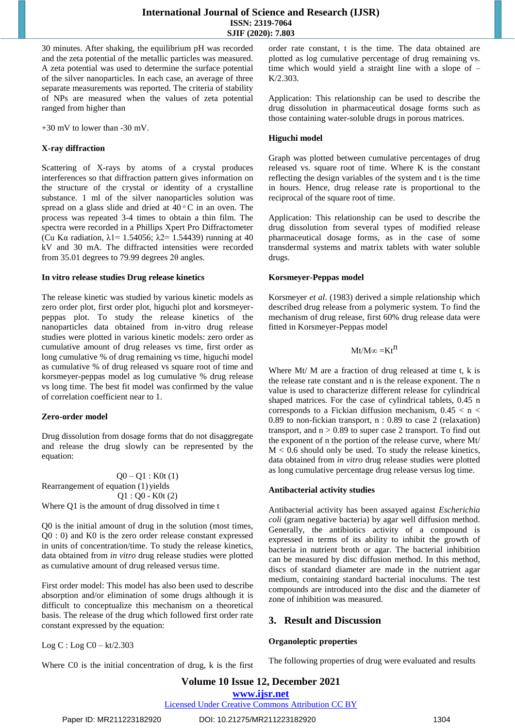30 minutes. After shaking, the equilibrium pH was recorded and the zeta potential of the metallic particles was measured. A zeta potential was used to determine the surface potential of the silver nanoparticles. In each case, an average of three separate measurements was reported. The criteria of stability of NPs are measured when the values of zeta potential ranged from higher than

+30 mV to lower than -30 mV.

### X-ray diffraction

Scattering of X-rays by atoms of a crystal produces interferences so that diffraction pattern gives information on the structure of the crystal or identity of a crystalline substance. 1 ml of the silver nanoparticles solution was spread on a glass slide and dried at 40 ◦ C in an oven. The process was repeated 3-4 times to obtain a thin film. The spectra were recorded in a Phillips Xpert Pro Diffractometer (Cu Kα radiation, $\lambda 1 = 1.54056$; $\lambda 2 = 1.54439$) running at 40 kV and 30 mA. The diffracted intensities were recorded from 35.01 degrees to 79.99 degrees 2θ angles.

### In vitro release studies Drug release kinetics

The release kinetic was studied by various kinetic models as zero order plot, first order plot, higuchi plot and korsmeyer-peppas plot. To study the release kinetics of the nanoparticles data obtained from in-vitro drug release studies were plotted in various kinetic models: zero order as cumulative amount of drug releases vs time, first order as long cumulative % of drug remaining vs time, higuchi model as cumulative % of drug released vs square root of time and korsmeyer-peppas model as log cumulative % drug release vs long time. The best fit model was confirmed by the value of correlation coefficient near to 1.

### Zero-order model

Drug dissolution from dosage forms that do not disaggregate and release the drug slowly can be represented by the equation:

$$Q0 – Q1 : K0t \quad (1)$$

Rearrangement of equation (1) yields

$$Q1 : Q0 - K0t \quad (2)$$

Where Q1 is the amount of drug dissolved in time t

Q0 is the initial amount of drug in the solution (most times, Q0 : 0) and K0 is the zero order release constant expressed in units of concentration/time. To study the release kinetics, data obtained from *in vitro* drug release studies were plotted as cumulative amount of drug released versus time.

First order model: This model has also been used to describe absorption and/or elimination of some drugs although it is difficult to conceptualize this mechanism on a theoretical basis. The release of the drug which followed first order rate constant expressed by the equation:

$$\text{Log } C : \text{Log } C0 – kt/2.303$$

Where C0 is the initial concentration of drug, k is the first order rate constant, t is the time. The data obtained are plotted as log cumulative percentage of drug remaining vs. time which would yield a straight line with a slope of – K/2.303.

Application: This relationship can be used to describe the drug dissolution in pharmaceutical dosage forms such as those containing water-soluble drugs in porous matrices.

### Higuchi model

Graph was plotted between cumulative percentages of drug released vs. square root of time. Where K is the constant reflecting the design variables of the system and t is the time in hours. Hence, drug release rate is proportional to the reciprocal of the square root of time.

Application: This relationship can be used to describe the drug dissolution from several types of modified release pharmaceutical dosage forms, as in the case of some transdermal systems and matrix tablets with water soluble drugs.

### Korsmeyer-Peppas model

Korsmeyer *et al*. (1983) derived a simple relationship which described drug release from a polymeric system. To find the mechanism of drug release, first 60% drug release data were fitted in Korsmeyer-Peppas model

$$Mt/M\infty = Kt^{n}$$

Where Mt/ M are a fraction of drug released at time t, k is the release rate constant and n is the release exponent. The n value is used to characterize different release for cylindrical shaped matrices. For the case of cylindrical tablets, 0.45 n corresponds to a Fickian diffusion mechanism, $0.45 < n < 0.89$ to non-fickian transport, n : 0.89 to case 2 (relaxation) transport, and $n > 0.89$ to super case 2 transport. To find out the exponent of n the portion of the release curve, where Mt/ M < 0.6 should only be used. To study the release kinetics, data obtained from *in vitro* drug release studies were plotted as long cumulative percentage drug release versus log time.

### Antibacterial activity studies

Antibacterial activity has been assayed against *Escherichia coli* (gram negative bacteria) by agar well diffusion method. Generally, the antibiotics activity of a compound is expressed in terms of its ability to inhibit the growth of bacteria in nutrient broth or agar. The bacterial inhibition can be measured by disc diffusion method. In this method, discs of standard diameter are made in the nutrient agar medium, containing standard bacterial inoculums. The test compounds are introduced into the disc and the diameter of zone of inhibition was measured.

## 3. Result and Discussion

### Organoleptic properties

The following properties of drug were evaluated and results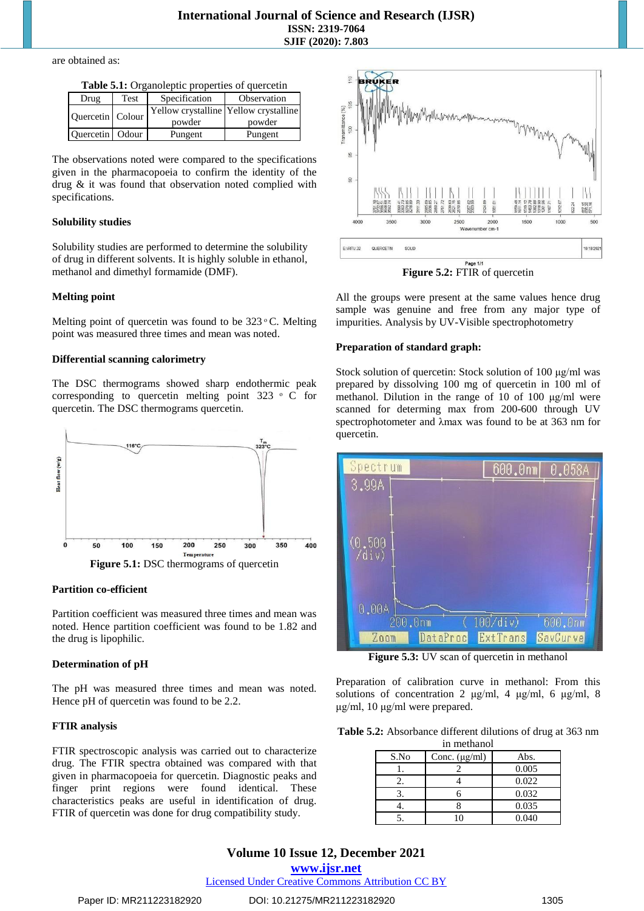are obtained as:

**Table 5.1:** Organoleptic properties of quercetin

| Drug | Test | Specification | Observation |
|---|---|---|---|
| Quercetin | Colour | Yellow crystalline powder | Yellow crystalline powder |
| Quercetin | Odour | Pungent | Pungent |

The observations noted were compared to the specifications given in the pharmacopoeia to confirm the identity of the drug & it was found that observation noted complied with specifications.

**Solubility studies**

Solubility studies are performed to determine the solubility of drug in different solvents. It is highly soluble in ethanol, methanol and dimethyl formamide (DMF).

**Melting point**

Melting point of quercetin was found to be 323 ◦ C. Melting point was measured three times and mean was noted.

**Differential scanning calorimetry**

The DSC thermograms showed sharp endothermic peak corresponding to quercetin melting point 323 ◦ C for quercetin. The DSC thermograms quercetin.

**Figure 5.1:** DSC thermograms of quercetin

**Partition co-efficient**

Partition coefficient was measured three times and mean was noted. Hence partition coefficient was found to be 1.82 and the drug is lipophilic.

**Determination of pH**

The pH was measured three times and mean was noted. Hence pH of quercetin was found to be 2.2.

**FTIR analysis**

FTIR spectroscopic analysis was carried out to characterize drug. The FTIR spectra obtained was compared with that given in pharmacopoeia for quercetin. Diagnostic peaks and finger print regions were found identical. These characteristics peaks are useful in identification of drug. FTIR of quercetin was done for drug compatibility study.

**Figure 5.2:** FTIR of quercetin

All the groups were present at the same values hence drug sample was genuine and free from any major type of impurities. Analysis by UV-Visible spectrophotometry

**Preparation of standard graph:**

Stock solution of quercetin: Stock solution of 100 µg/ml was prepared by dissolving 100 mg of quercetin in 100 ml of methanol. Dilution in the range of 10 of 100 µg/ml were scanned for determing max from 200-600 through UV spectrophotometer and λmax was found to be at 363 nm for quercetin.

**Figure 5.3:** UV scan of quercetin in methanol

Preparation of calibration curve in methanol: From this solutions of concentration 2 µg/ml, 4 µg/ml, 6 µg/ml, 8 µg/ml, 10 µg/ml were prepared.

**Table 5.2:** Absorbance different dilutions of drug at 363 nm in methanol

| S.No | Conc. (µg/ml) | Abs. |
|---|---|---|
| 1. | 2 | 0.005 |
| 2. | 4 | 0.022 |
| 3. | 6 | 0.032 |
| 4. | 8 | 0.035 |
| 5. | 10 | 0.040 |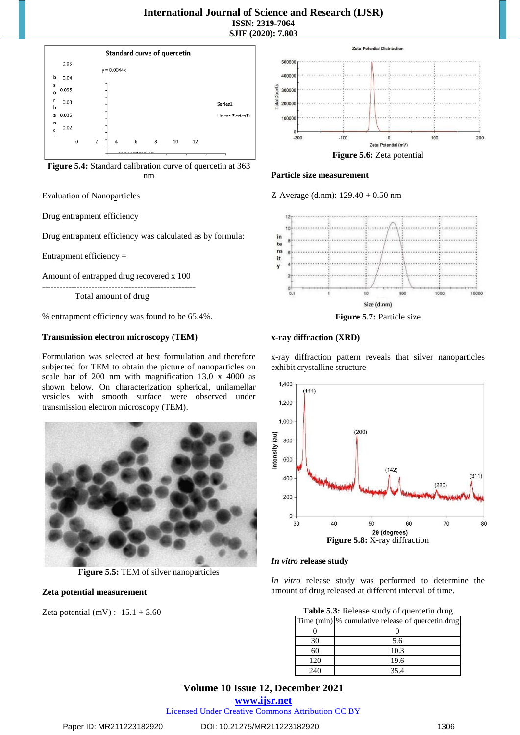Figure 5.4: Standard calibration curve of quercetin at 363 nm

Evaluation of Nanoparticles

Drug entrapment efficiency

Drug entrapment efficiency was calculated as by formula:

Entrapment efficiency =

Amount of entrapped drug recovered x 100
-----------------------------------------------------
Total amount of drug

% entrapment efficiency was found to be 65.4%.

**Transmission electron microscopy (TEM)**

Formulation was selected at best formulation and therefore subjected for TEM to obtain the picture of nanoparticles on scale bar of 200 nm with magnification 13.0 x 4000 as shown below. On characterization spherical, unilamellar vesicles with smooth surface were observed under transmission electron microscopy (TEM).

**Figure 5.5:** TEM of silver nanoparticles

**Zeta potential measurement**

Zeta potential (mV) : -15.1 + 3.60

**Figure 5.6:** Zeta potential

**Particle size measurement**

Z-Average (d.nm): 129.40 + 0.50 nm

**Figure 5.7:** Particle size

**x-ray diffraction (XRD)**

x-ray diffraction pattern reveals that silver nanoparticles exhibit crystalline structure

**Figure 5.8:** X-ray diffraction

***In vitro* release study**

*In vitro* release study was performed to determine the amount of drug released at different interval of time.

**Table 5.3:** Release study of quercetin drug

| Time (min) | % cumulative release of quercetin drug |
|---|---|
| 0 | 0 |
| 30 | 5.6 |
| 60 | 10.3 |
| 120 | 19.6 |
| 240 | 35.4 |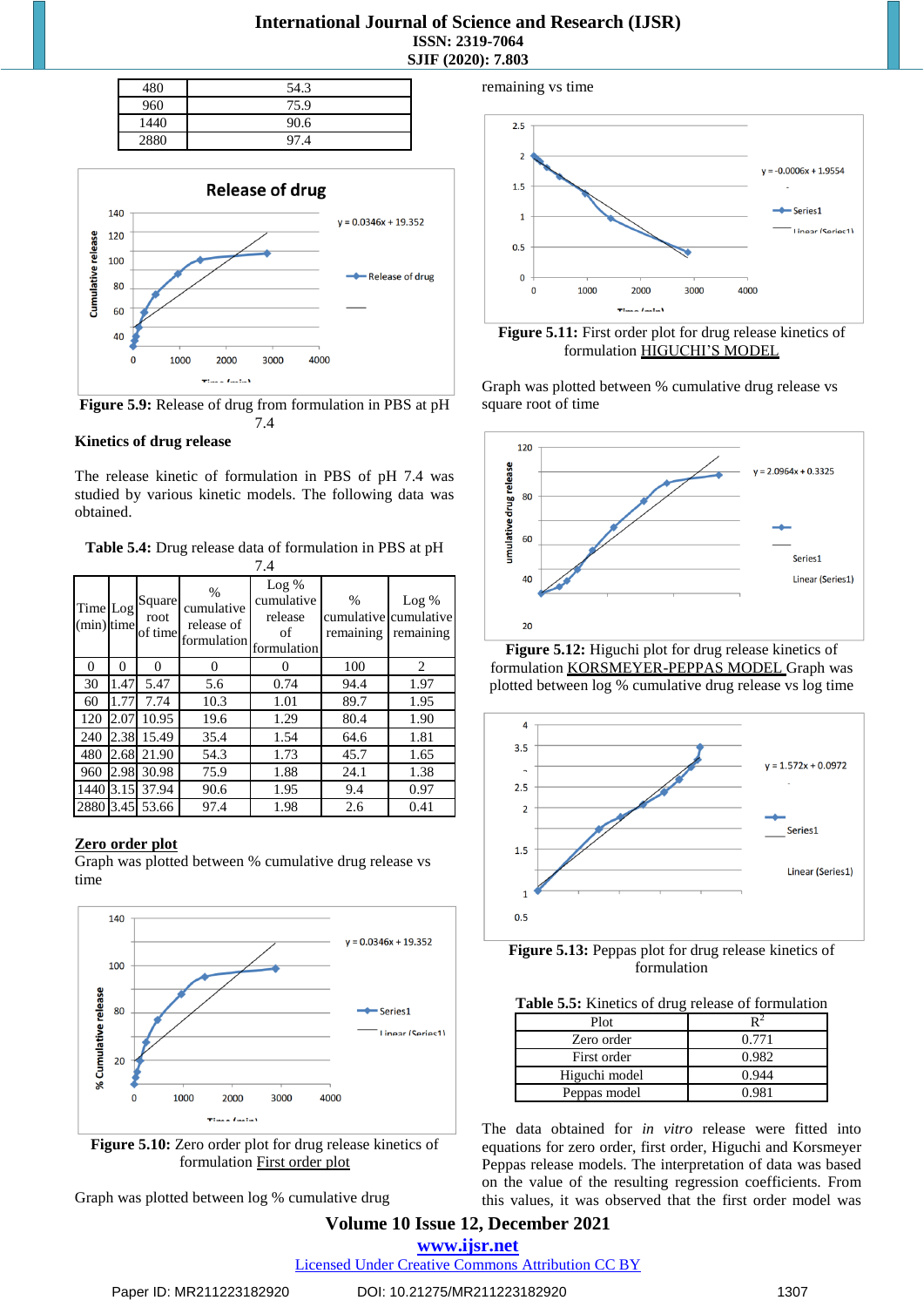| 480 | 54.3 |
|---|---|
| 960 | 75.9 |
| 1440 | 90.6 |
| 2880 | 97.4 |

**Figure 5.9:** Release of drug from formulation in PBS at pH 7.4

### Kinetics of drug release

The release kinetic of formulation in PBS of pH 7.4 was studied by various kinetic models. The following data was obtained.

**Table 5.4:** Drug release data of formulation in PBS at pH 7.4

| Time (min) | Log time | Square root of time | % cumulative release of formulation | Log % cumulative release of formulation | % cumulative remaining | Log % cumulative remaining |
|---|---|---|---|---|---|---|
| 0 | 0 | 0 | 0 | 0 | 100 | 2 |
| 30 | 1.47 | 5.47 | 5.6 | 0.74 | 94.4 | 1.97 |
| 60 | 1.77 | 7.74 | 10.3 | 1.01 | 89.7 | 1.95 |
| 120 | 2.07 | 10.95 | 19.6 | 1.29 | 80.4 | 1.90 |
| 240 | 2.38 | 15.49 | 35.4 | 1.54 | 64.6 | 1.81 |
| 480 | 2.68 | 21.90 | 54.3 | 1.73 | 45.7 | 1.65 |
| 960 | 2.98 | 30.98 | 75.9 | 1.88 | 24.1 | 1.38 |
| 1440 | 3.15 | 37.94 | 90.6 | 1.95 | 9.4 | 0.97 |
| 2880 | 3.45 | 53.66 | 97.4 | 1.98 | 2.6 | 0.41 |

**Zero order plot**

Graph was plotted between % cumulative drug release vs time

**Figure 5.10:** Zero order plot for drug release kinetics of formulation First order plot

Graph was plotted between log % cumulative drug remaining vs time

**Figure 5.11:** First order plot for drug release kinetics of formulation HIGUCHI'S MODEL

Graph was plotted between % cumulative drug release vs square root of time

**Figure 5.12:** Higuchi plot for drug release kinetics of formulation KORSMEYER-PEPPAS MODEL Graph was plotted between log % cumulative drug release vs log time

**Figure 5.13:** Peppas plot for drug release kinetics of formulation

**Table 5.5:** Kinetics of drug release of formulation

| Plot | $R^2$ |
|---|---|
| Zero order | 0.771 |
| First order | 0.982 |
| Higuchi model | 0.944 |
| Peppas model | 0.981 |

The data obtained for *in vitro* release were fitted into equations for zero order, first order, Higuchi and Korsmeyer Peppas release models. The interpretation of data was based on the value of the resulting regression coefficients. From this values, it was observed that the first order model was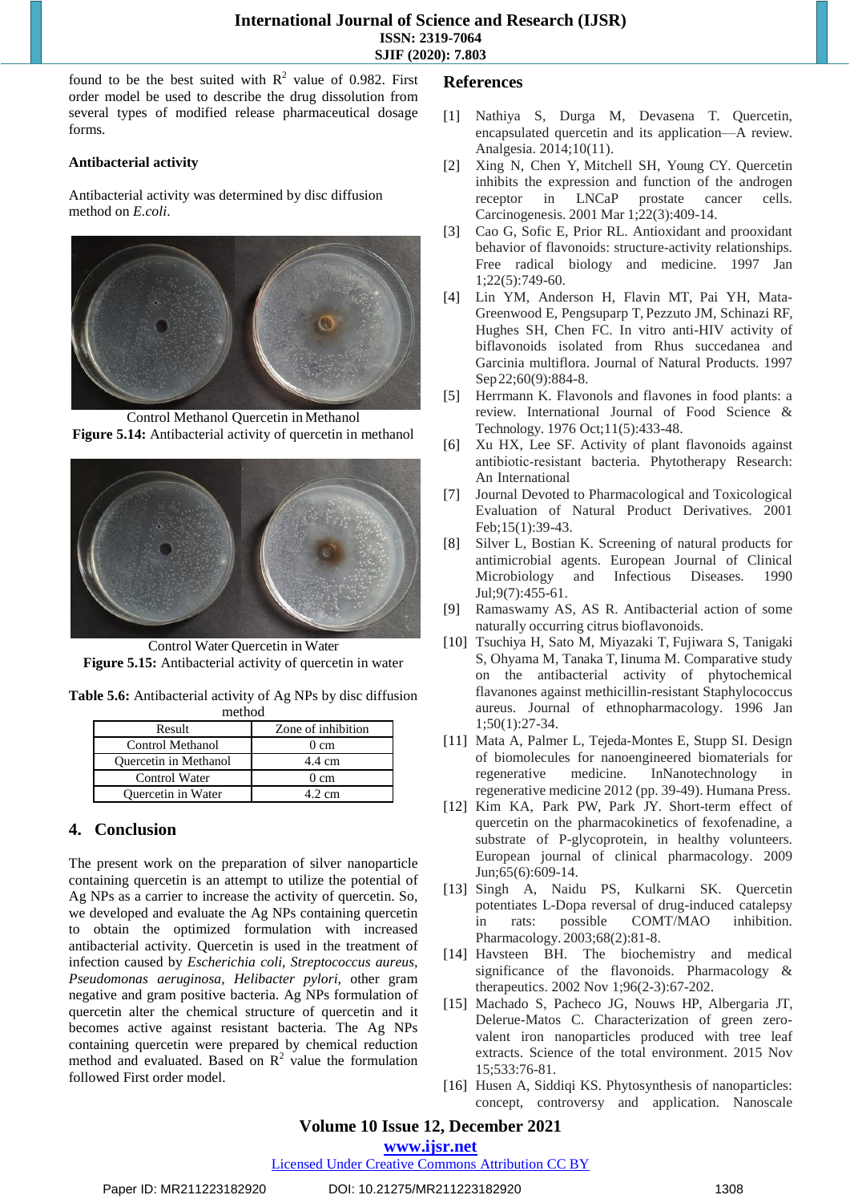found to be the best suited with $R^2$ value of 0.982. First order model be used to describe the drug dissolution from several types of modified release pharmaceutical dosage forms.

**Antibacterial activity**

Antibacterial activity was determined by disc diffusion method on *E.coli*.

Control Methanol Quercetin in Methanol

**Figure 5.14:** Antibacterial activity of quercetin in methanol

Control Water Quercetin in Water

**Figure 5.15:** Antibacterial activity of quercetin in water

**Table 5.6:** Antibacterial activity of Ag NPs by disc diffusion method

| Result | Zone of inhibition |
|---|---|
| Control Methanol | 0 cm |
| Quercetin in Methanol | 4.4 cm |
| Control Water | 0 cm |
| Quercetin in Water | 4.2 cm |

## 4. Conclusion

The present work on the preparation of silver nanoparticle containing quercetin is an attempt to utilize the potential of Ag NPs as a carrier to increase the activity of quercetin. So, we developed and evaluate the Ag NPs containing quercetin to obtain the optimized formulation with increased antibacterial activity. Quercetin is used in the treatment of infection caused by *Escherichia coli, Streptococcus aureus, Pseudomonas aeruginosa, Helibacter pylori,* other gram negative and gram positive bacteria. Ag NPs formulation of quercetin alter the chemical structure of quercetin and it becomes active against resistant bacteria. The Ag NPs containing quercetin were prepared by chemical reduction method and evaluated. Based on $R^2$ value the formulation followed First order model.

## References

[1] Nathiya S, Durga M, Devasena T. Quercetin, encapsulated quercetin and its application—A review. Analgesia. 2014;10(11).

[2] Xing N, Chen Y, Mitchell SH, Young CY. Quercetin inhibits the expression and function of the androgen receptor in LNCaP prostate cancer cells. Carcinogenesis. 2001 Mar 1;22(3):409-14.

[3] Cao G, Sofic E, Prior RL. Antioxidant and prooxidant behavior of flavonoids: structure-activity relationships. Free radical biology and medicine. 1997 Jan 1;22(5):749-60.

[4] Lin YM, Anderson H, Flavin MT, Pai YH, Mata-Greenwood E, Pengsuparp T, Pezzuto JM, Schinazi RF, Hughes SH, Chen FC. In vitro anti-HIV activity of biflavonoids isolated from Rhus succedanea and Garcinia multiflora. Journal of Natural Products. 1997 Sep 22;60(9):884-8.

[5] Herrmann K. Flavonols and flavones in food plants: a review. International Journal of Food Science & Technology. 1976 Oct;11(5):433-48.

[6] Xu HX, Lee SF. Activity of plant flavonoids against antibiotic-resistant bacteria. Phytotherapy Research: An International

[7] Journal Devoted to Pharmacological and Toxicological Evaluation of Natural Product Derivatives. 2001 Feb;15(1):39-43.

[8] Silver L, Bostian K. Screening of natural products for antimicrobial agents. European Journal of Clinical Microbiology and Infectious Diseases. 1990 Jul;9(7):455-61.

[9] Ramaswamy AS, AS R. Antibacterial action of some naturally occurring citrus bioflavonoids.

[10] Tsuchiya H, Sato M, Miyazaki T, Fujiwara S, Tanigaki S, Ohyama M, Tanaka T, Iinuma M. Comparative study on the antibacterial activity of phytochemical flavanones against methicillin-resistant Staphylococcus aureus. Journal of ethnopharmacology. 1996 Jan 1;50(1):27-34.

[11] Mata A, Palmer L, Tejeda-Montes E, Stupp SI. Design of biomolecules for nanoengineered biomaterials for regenerative medicine. InNanotechnology in regenerative medicine 2012 (pp. 39-49). Humana Press.

[12] Kim KA, Park PW, Park JY. Short-term effect of quercetin on the pharmacokinetics of fexofenadine, a substrate of P-glycoprotein, in healthy volunteers. European journal of clinical pharmacology. 2009 Jun;65(6):609-14.

[13] Singh A, Naidu PS, Kulkarni SK. Quercetin potentiates L-Dopa reversal of drug-induced catalepsy in rats: possible COMT/MAO inhibition. Pharmacology. 2003;68(2):81-8.

[14] Havsteen BH. The biochemistry and medical significance of the flavonoids. Pharmacology & therapeutics. 2002 Nov 1;96(2-3):67-202.

[15] Machado S, Pacheco JG, Nouws HP, Albergaria JT, Delerue-Matos C. Characterization of green zero-valent iron nanoparticles produced with tree leaf extracts. Science of the total environment. 2015 Nov 15;533:76-81.

[16] Husen A, Siddiqi KS. Phytosynthesis of nanoparticles: concept, controversy and application. Nanoscale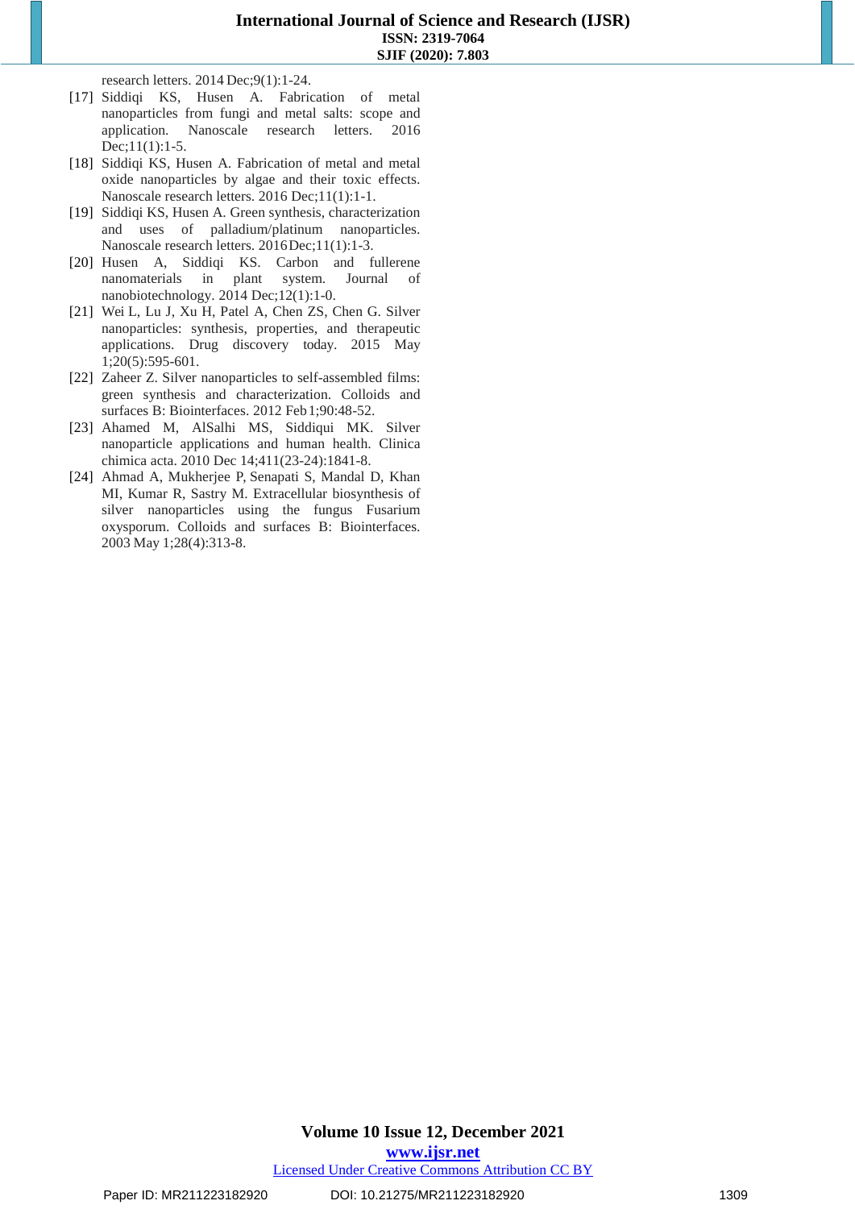research letters. 2014 Dec;9(1):1-24.

[17] Siddiqi KS, Husen A. Fabrication of metal nanoparticles from fungi and metal salts: scope and application. Nanoscale research letters. 2016 Dec;11(1):1-5.

[18] Siddiqi KS, Husen A. Fabrication of metal and metal oxide nanoparticles by algae and their toxic effects. Nanoscale research letters. 2016 Dec;11(1):1-1.

[19] Siddiqi KS, Husen A. Green synthesis, characterization and uses of palladium/platinum nanoparticles. Nanoscale research letters. 2016 Dec;11(1):1-3.

[20] Husen A, Siddiqi KS. Carbon and fullerene nanomaterials in plant system. Journal of nanobiotechnology. 2014 Dec;12(1):1-0.

[21] Wei L, Lu J, Xu H, Patel A, Chen ZS, Chen G. Silver nanoparticles: synthesis, properties, and therapeutic applications. Drug discovery today. 2015 May 1;20(5):595-601.

[22] Zaheer Z. Silver nanoparticles to self-assembled films: green synthesis and characterization. Colloids and surfaces B: Biointerfaces. 2012 Feb 1;90:48-52.

[23] Ahamed M, AlSalhi MS, Siddiqui MK. Silver nanoparticle applications and human health. Clinica chimica acta. 2010 Dec 14;411(23-24):1841-8.

[24] Ahmad A, Mukherjee P, Senapati S, Mandal D, Khan MI, Kumar R, Sastry M. Extracellular biosynthesis of silver nanoparticles using the fungus Fusarium oxysporum. Colloids and surfaces B: Biointerfaces. 2003 May 1;28(4):313-8.